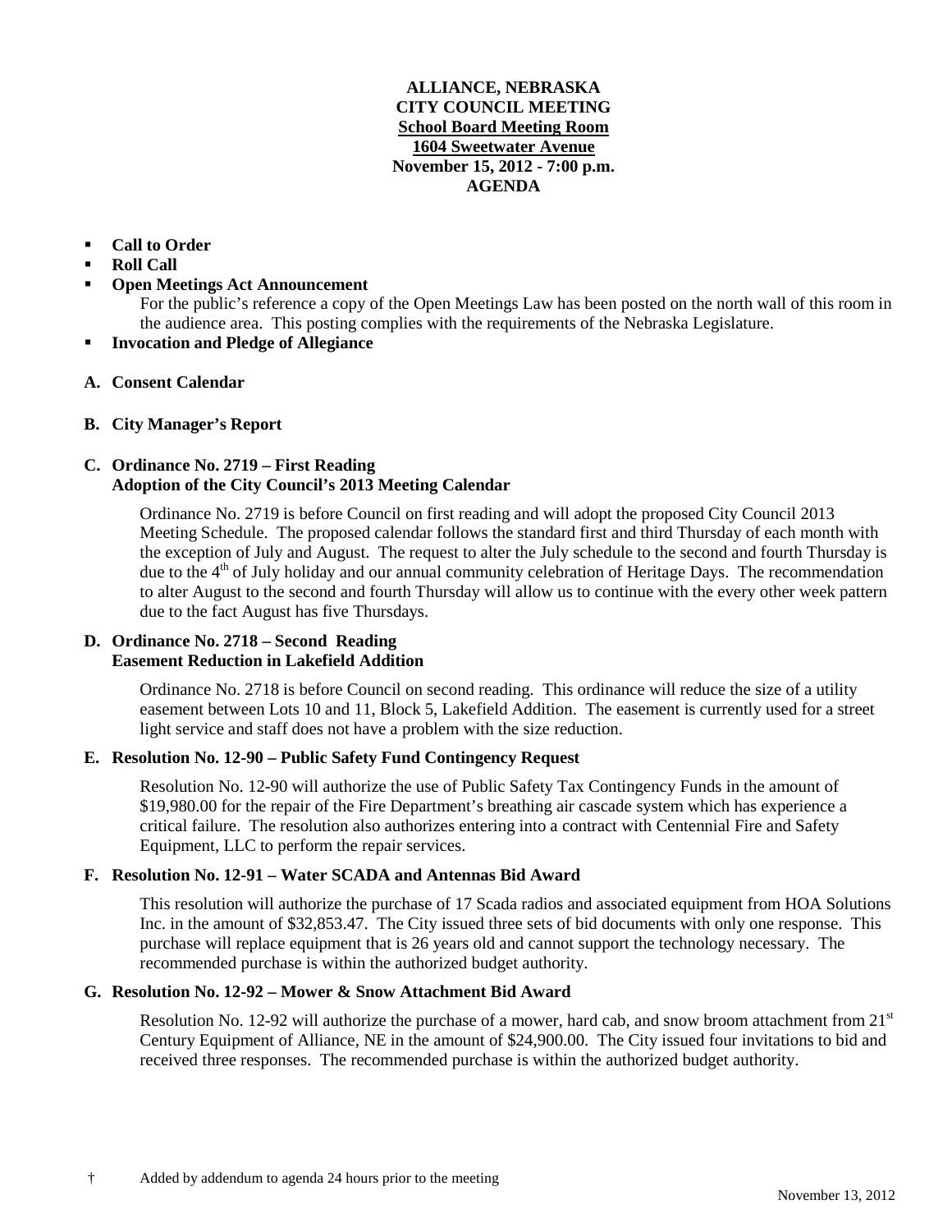**ALLIANCE, NEBRASKA**
**CITY COUNCIL MEETING**
**School Board Meeting Room**
**1604 Sweetwater Avenue**
**November 15, 2012 - 7:00 p.m.**
**AGENDA**

- **Call to Order**
- **Roll Call**
- **Open Meetings Act Announcement**
  For the public's reference a copy of the Open Meetings Law has been posted on the north wall of this room in the audience area. This posting complies with the requirements of the Nebraska Legislature.
- **Invocation and Pledge of Allegiance**

**A. Consent Calendar**

**B. City Manager's Report**

**C. Ordinance No. 2719 – First Reading**
**Adoption of the City Council's 2013 Meeting Calendar**

Ordinance No. 2719 is before Council on first reading and will adopt the proposed City Council 2013 Meeting Schedule. The proposed calendar follows the standard first and third Thursday of each month with the exception of July and August. The request to alter the July schedule to the second and fourth Thursday is due to the 4th of July holiday and our annual community celebration of Heritage Days. The recommendation to alter August to the second and fourth Thursday will allow us to continue with the every other week pattern due to the fact August has five Thursdays.

**D. Ordinance No. 2718 – Second Reading**
**Easement Reduction in Lakefield Addition**

Ordinance No. 2718 is before Council on second reading. This ordinance will reduce the size of a utility easement between Lots 10 and 11, Block 5, Lakefield Addition. The easement is currently used for a street light service and staff does not have a problem with the size reduction.

**E. Resolution No. 12-90 – Public Safety Fund Contingency Request**

Resolution No. 12-90 will authorize the use of Public Safety Tax Contingency Funds in the amount of $19,980.00 for the repair of the Fire Department's breathing air cascade system which has experience a critical failure. The resolution also authorizes entering into a contract with Centennial Fire and Safety Equipment, LLC to perform the repair services.

**F. Resolution No. 12-91 – Water SCADA and Antennas Bid Award**

This resolution will authorize the purchase of 17 Scada radios and associated equipment from HOA Solutions Inc. in the amount of $32,853.47. The City issued three sets of bid documents with only one response. This purchase will replace equipment that is 26 years old and cannot support the technology necessary. The recommended purchase is within the authorized budget authority.

**G. Resolution No. 12-92 – Mower & Snow Attachment Bid Award**

Resolution No. 12-92 will authorize the purchase of a mower, hard cab, and snow broom attachment from 21st Century Equipment of Alliance, NE in the amount of $24,900.00. The City issued four invitations to bid and received three responses. The recommended purchase is within the authorized budget authority.

† Added by addendum to agenda 24 hours prior to the meeting

November 13, 2012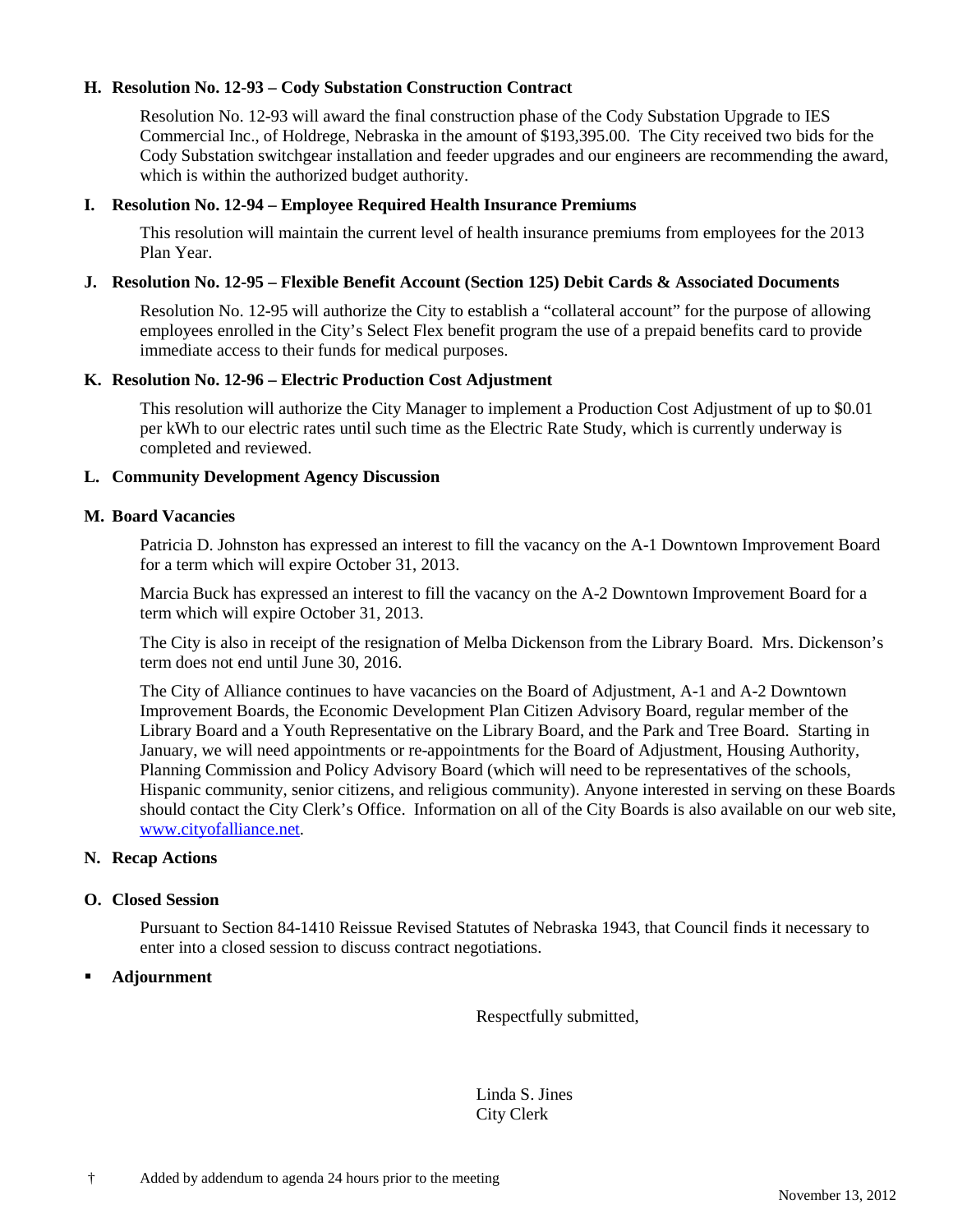**H. Resolution No. 12-93 – Cody Substation Construction Contract**

Resolution No. 12-93 will award the final construction phase of the Cody Substation Upgrade to IES Commercial Inc., of Holdrege, Nebraska in the amount of $193,395.00. The City received two bids for the Cody Substation switchgear installation and feeder upgrades and our engineers are recommending the award, which is within the authorized budget authority.

**I. Resolution No. 12-94 – Employee Required Health Insurance Premiums**

This resolution will maintain the current level of health insurance premiums from employees for the 2013 Plan Year.

**J. Resolution No. 12-95 – Flexible Benefit Account (Section 125) Debit Cards & Associated Documents**

Resolution No. 12-95 will authorize the City to establish a "collateral account" for the purpose of allowing employees enrolled in the City's Select Flex benefit program the use of a prepaid benefits card to provide immediate access to their funds for medical purposes.

**K. Resolution No. 12-96 – Electric Production Cost Adjustment**

This resolution will authorize the City Manager to implement a Production Cost Adjustment of up to $0.01 per kWh to our electric rates until such time as the Electric Rate Study, which is currently underway is completed and reviewed.

**L. Community Development Agency Discussion**

**M. Board Vacancies**

Patricia D. Johnston has expressed an interest to fill the vacancy on the A-1 Downtown Improvement Board for a term which will expire October 31, 2013.

Marcia Buck has expressed an interest to fill the vacancy on the A-2 Downtown Improvement Board for a term which will expire October 31, 2013.

The City is also in receipt of the resignation of Melba Dickenson from the Library Board. Mrs. Dickenson's term does not end until June 30, 2016.

The City of Alliance continues to have vacancies on the Board of Adjustment, A-1 and A-2 Downtown Improvement Boards, the Economic Development Plan Citizen Advisory Board, regular member of the Library Board and a Youth Representative on the Library Board, and the Park and Tree Board. Starting in January, we will need appointments or re-appointments for the Board of Adjustment, Housing Authority, Planning Commission and Policy Advisory Board (which will need to be representatives of the schools, Hispanic community, senior citizens, and religious community). Anyone interested in serving on these Boards should contact the City Clerk's Office. Information on all of the City Boards is also available on our web site, www.cityofalliance.net.

**N. Recap Actions**

**O. Closed Session**

Pursuant to Section 84-1410 Reissue Revised Statutes of Nebraska 1943, that Council finds it necessary to enter into a closed session to discuss contract negotiations.

- **Adjournment**

Respectfully submitted,

Linda S. Jines
City Clerk

† Added by addendum to agenda 24 hours prior to the meeting

November 13, 2012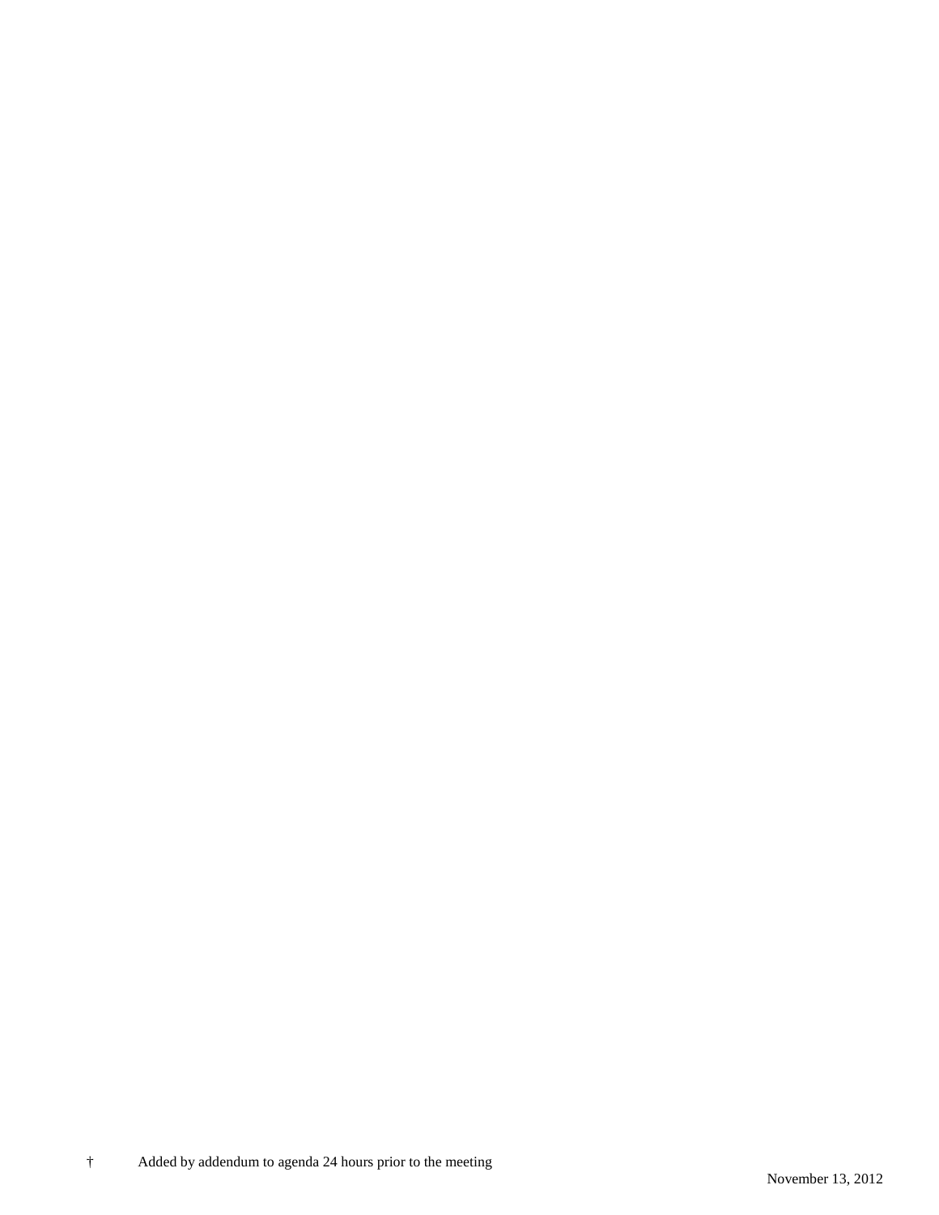† Added by addendum to agenda 24 hours prior to the meeting